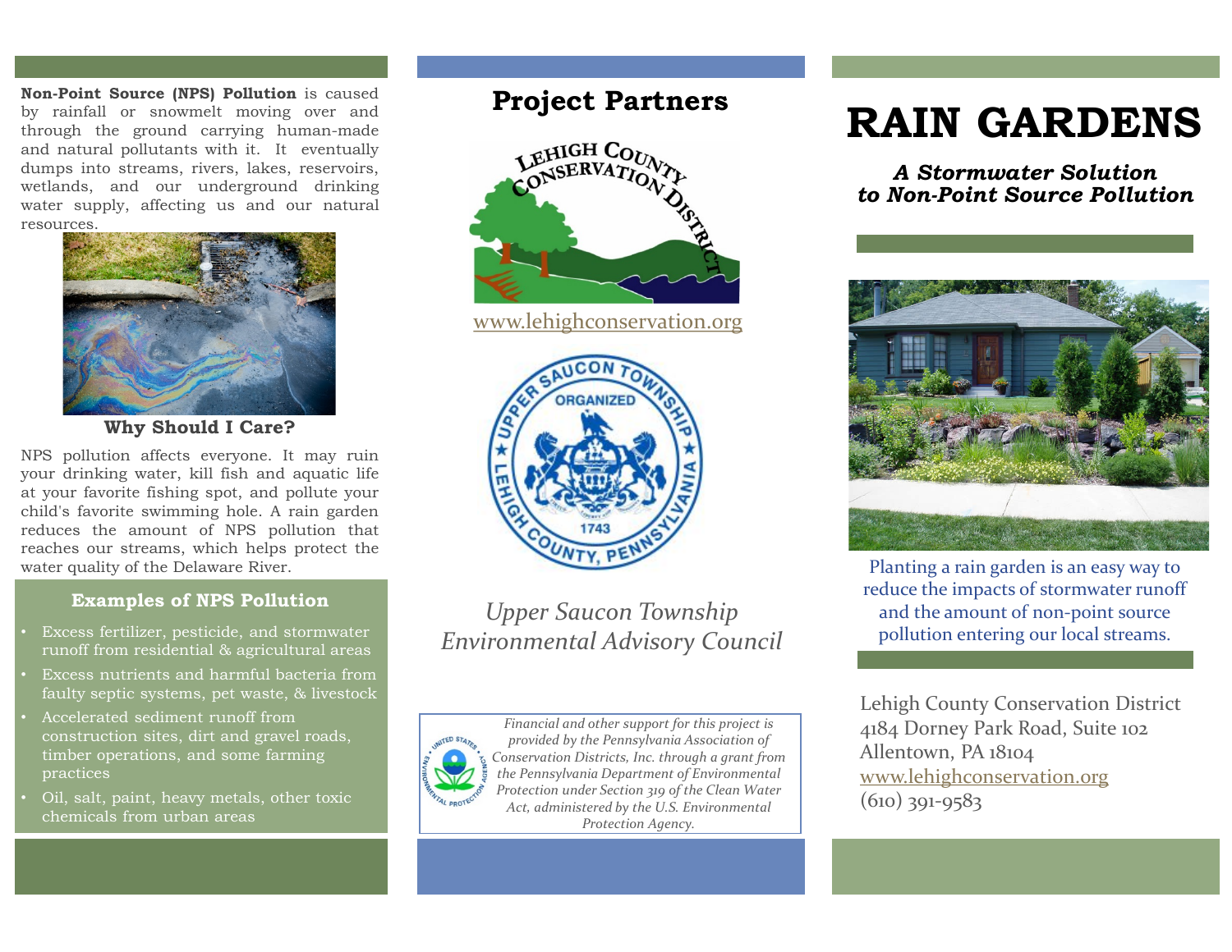**Non-Point Source (NPS) Pollution** is caused by rainfall or snowmelt moving over and through the ground carrying human-made and natural pollutants with it. It eventually dumps into streams, rivers, lakes, reservoirs, wetlands, and our underground drinking water supply, affecting us and our natural resources.

### Why Should I Care?

NPS pollution affects everyone. It may ruin your drinking water, kill fish and aquatic life at your favorite fishing spot, and pollute your child's favorite swimming hole. A rain garden reduces the amount of NPS pollution that reaches our streams, which helps protect the water quality of the Delaware River.

### Examples of NPS Pollution

- Excess fertilizer, pesticide, and stormwater runoff from residential & agricultural areas
- Excess nutrients and harmful bacteria from faulty septic systems, pet waste, & livestock
- Accelerated sediment runoff from construction sites, dirt and gravel roads, timber operations, and some farming practices
- Oil, salt, paint, heavy metals, other toxic chemicals from urban areas

## Project Partners

LEHIGH COUNTY CONSERVATION DISTRICT

www.lehighconservation.org

UPPER SAUCON TOWNSHIP ORGANIZED 1743 LEHIGH COUNTY, PENNSYLVANIA

*Upper Saucon Township Environmental Advisory Council*

*Financial and other support for this project is provided by the Pennsylvania Association of Conservation Districts, Inc. through a grant from the Pennsylvania Department of Environmental Protection under Section 319 of the Clean Water Act, administered by the U.S. Environmental Protection Agency.*

# RAIN GARDENS

### *A Stormwater Solution to Non-Point Source Pollution*

Planting a rain garden is an easy way to reduce the impacts of stormwater runoff and the amount of non-point source pollution entering our local streams.

Lehigh County Conservation District
4184 Dorney Park Road, Suite 102
Allentown, PA 18104
www.lehighconservation.org
(610) 391-9583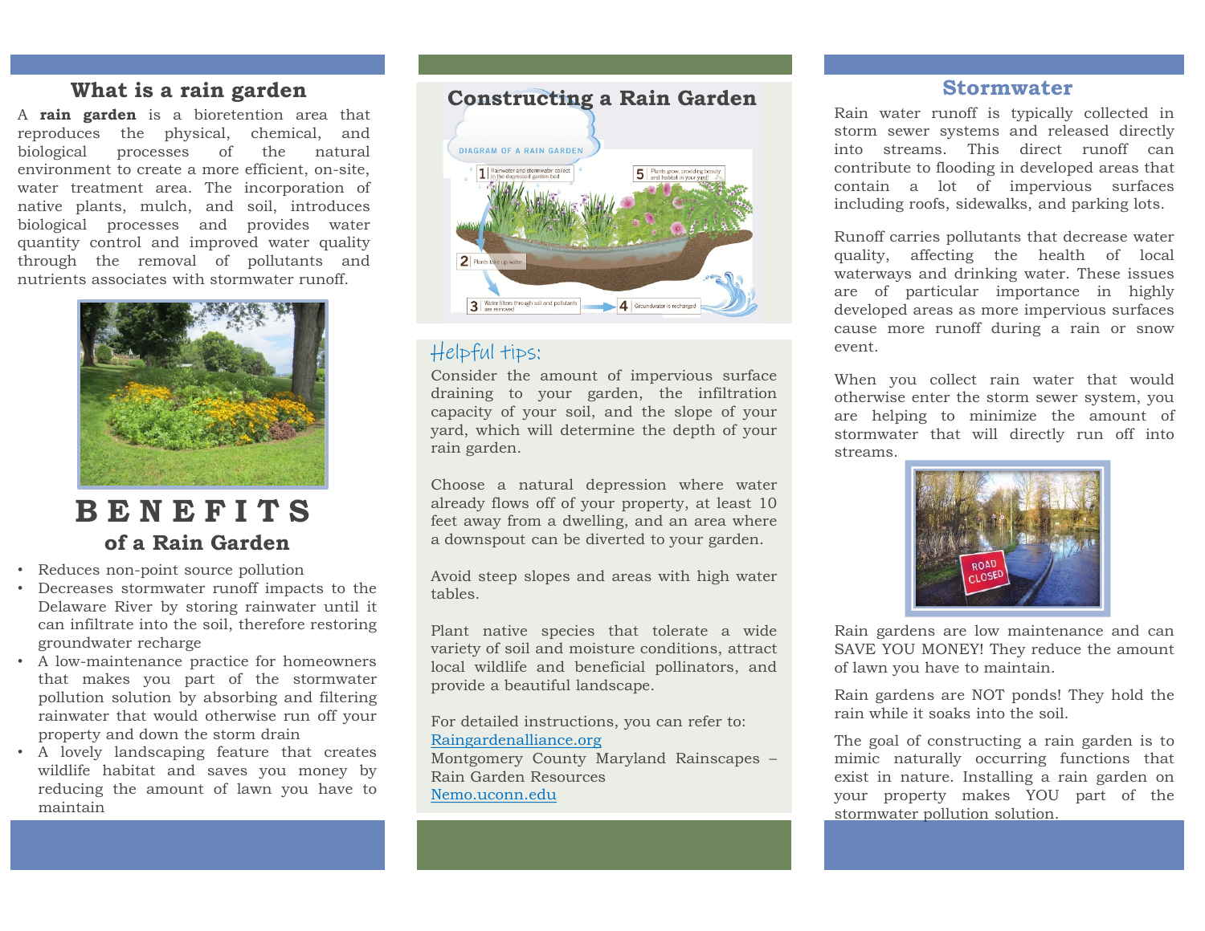## What is a rain garden

A **rain garden** is a bioretention area that reproduces the physical, chemical, and biological processes of the natural environment to create a more efficient, on-site, water treatment area. The incorporation of native plants, mulch, and soil, introduces biological processes and provides water quantity control and improved water quality through the removal of pollutants and nutrients associates with stormwater runoff.

## BENEFITS

### of a Rain Garden

- Reduces non-point source pollution
- Decreases stormwater runoff impacts to the Delaware River by storing rainwater until it can infiltrate into the soil, therefore restoring groundwater recharge
- A low-maintenance practice for homeowners that makes you part of the stormwater pollution solution by absorbing and filtering rainwater that would otherwise run off your property and down the storm drain
- A lovely landscaping feature that creates wildlife habitat and saves you money by reducing the amount of lawn you have to maintain

## Constructing a Rain Garden

DIAGRAM OF A RAIN GARDEN

1 Rainwater and stormwater collect in the depressed garden bed

2 Plants take up water

3 Water filters through soil and pollutants are removed

4 Groundwater is recharged

5 Plants grow, providing beauty and habitat in your yard

### Helpful tips:

Consider the amount of impervious surface draining to your garden, the infiltration capacity of your soil, and the slope of your yard, which will determine the depth of your rain garden.

Choose a natural depression where water already flows off of your property, at least 10 feet away from a dwelling, and an area where a downspout can be diverted to your garden.

Avoid steep slopes and areas with high water tables.

Plant native species that tolerate a wide variety of soil and moisture conditions, attract local wildlife and beneficial pollinators, and provide a beautiful landscape.

For detailed instructions, you can refer to:
Raingardenalliance.org
Montgomery County Maryland Rainscapes – Rain Garden Resources
Nemo.uconn.edu

## Stormwater

Rain water runoff is typically collected in storm sewer systems and released directly into streams. This direct runoff can contribute to flooding in developed areas that contain a lot of impervious surfaces including roofs, sidewalks, and parking lots.

Runoff carries pollutants that decrease water quality, affecting the health of local waterways and drinking water. These issues are of particular importance in highly developed areas as more impervious surfaces cause more runoff during a rain or snow event.

When you collect rain water that would otherwise enter the storm sewer system, you are helping to minimize the amount of stormwater that will directly run off into streams.

Rain gardens are low maintenance and can SAVE YOU MONEY! They reduce the amount of lawn you have to maintain.

Rain gardens are NOT ponds! They hold the rain while it soaks into the soil.

The goal of constructing a rain garden is to mimic naturally occurring functions that exist in nature. Installing a rain garden on your property makes YOU part of the stormwater pollution solution.